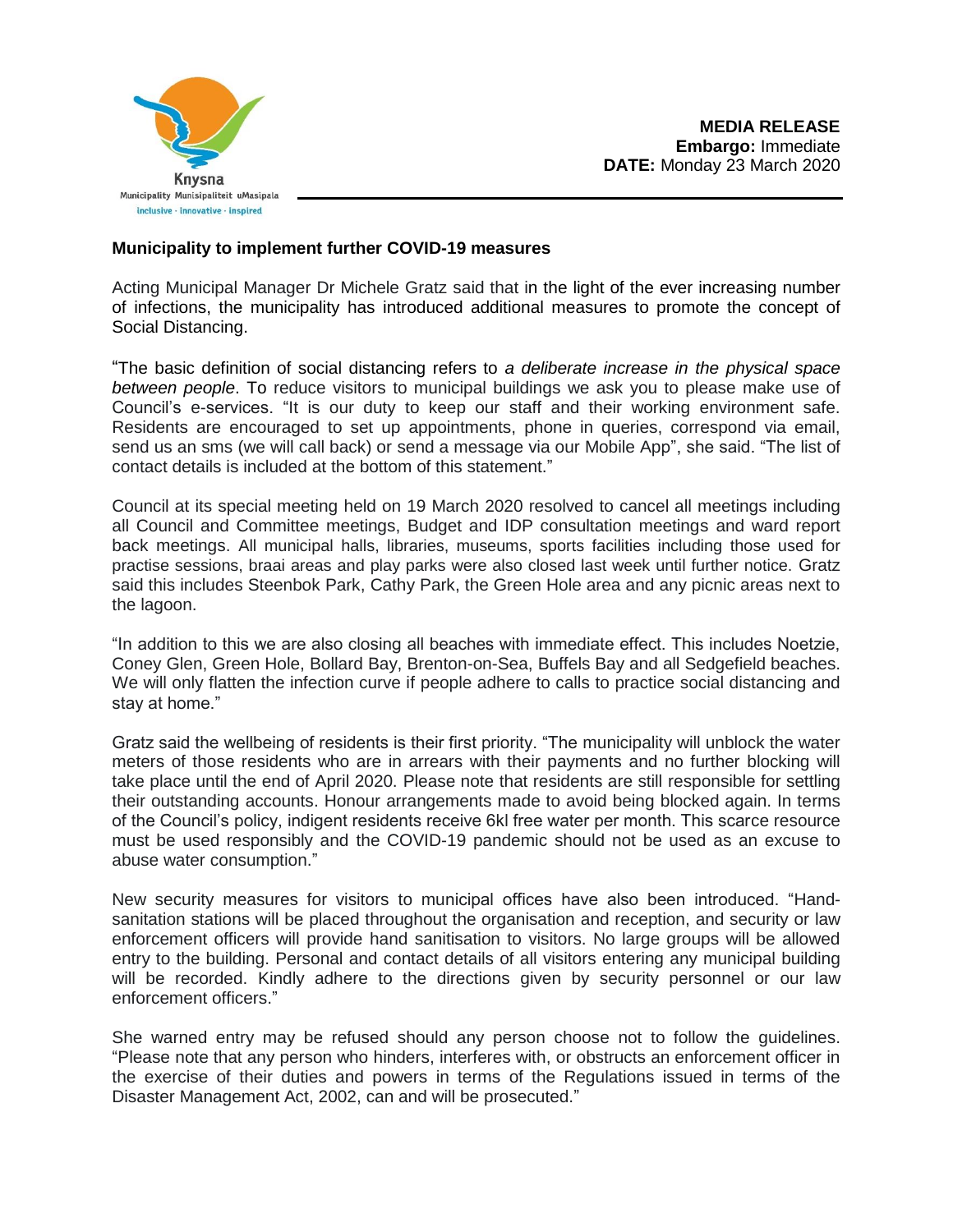Knysna
Municipality Munisipaliteit uMasipala
inclusive · innovative · inspired

**MEDIA RELEASE**
**Embargo:** Immediate
**DATE:** Monday 23 March 2020

**Municipality to implement further COVID-19 measures**

Acting Municipal Manager Dr Michele Gratz said that in the light of the ever increasing number of infections, the municipality has introduced additional measures to promote the concept of Social Distancing.

"The basic definition of social distancing refers to *a deliberate increase in the physical space between people*. To reduce visitors to municipal buildings we ask you to please make use of Council's e-services. "It is our duty to keep our staff and their working environment safe. Residents are encouraged to set up appointments, phone in queries, correspond via email, send us an sms (we will call back) or send a message via our Mobile App", she said. "The list of contact details is included at the bottom of this statement."

Council at its special meeting held on 19 March 2020 resolved to cancel all meetings including all Council and Committee meetings, Budget and IDP consultation meetings and ward report back meetings. All municipal halls, libraries, museums, sports facilities including those used for practise sessions, braai areas and play parks were also closed last week until further notice. Gratz said this includes Steenbok Park, Cathy Park, the Green Hole area and any picnic areas next to the lagoon.

"In addition to this we are also closing all beaches with immediate effect. This includes Noetzie, Coney Glen, Green Hole, Bollard Bay, Brenton-on-Sea, Buffels Bay and all Sedgefield beaches. We will only flatten the infection curve if people adhere to calls to practice social distancing and stay at home."

Gratz said the wellbeing of residents is their first priority. "The municipality will unblock the water meters of those residents who are in arrears with their payments and no further blocking will take place until the end of April 2020. Please note that residents are still responsible for settling their outstanding accounts. Honour arrangements made to avoid being blocked again. In terms of the Council's policy, indigent residents receive 6kl free water per month. This scarce resource must be used responsibly and the COVID-19 pandemic should not be used as an excuse to abuse water consumption."

New security measures for visitors to municipal offices have also been introduced. "Hand-sanitation stations will be placed throughout the organisation and reception, and security or law enforcement officers will provide hand sanitisation to visitors. No large groups will be allowed entry to the building. Personal and contact details of all visitors entering any municipal building will be recorded. Kindly adhere to the directions given by security personnel or our law enforcement officers."

She warned entry may be refused should any person choose not to follow the guidelines. "Please note that any person who hinders, interferes with, or obstructs an enforcement officer in the exercise of their duties and powers in terms of the Regulations issued in terms of the Disaster Management Act, 2002, can and will be prosecuted."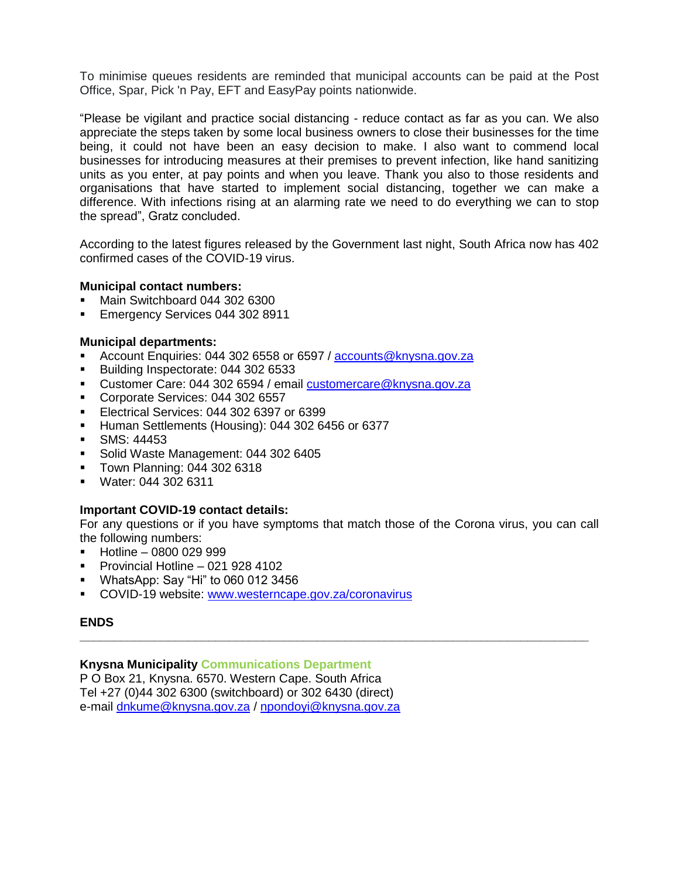To minimise queues residents are reminded that municipal accounts can be paid at the Post Office, Spar, Pick 'n Pay, EFT and EasyPay points nationwide.

"Please be vigilant and practice social distancing - reduce contact as far as you can. We also appreciate the steps taken by some local business owners to close their businesses for the time being, it could not have been an easy decision to make. I also want to commend local businesses for introducing measures at their premises to prevent infection, like hand sanitizing units as you enter, at pay points and when you leave. Thank you also to those residents and organisations that have started to implement social distancing, together we can make a difference. With infections rising at an alarming rate we need to do everything we can to stop the spread", Gratz concluded.

According to the latest figures released by the Government last night, South Africa now has 402 confirmed cases of the COVID-19 virus.

**Municipal contact numbers:**

- Main Switchboard 044 302 6300
- Emergency Services 044 302 8911

**Municipal departments:**

- Account Enquiries: 044 302 6558 or 6597 / accounts@knysna.gov.za
- Building Inspectorate: 044 302 6533
- Customer Care: 044 302 6594 / email customercare@knysna.gov.za
- Corporate Services: 044 302 6557
- Electrical Services: 044 302 6397 or 6399
- Human Settlements (Housing): 044 302 6456 or 6377
- SMS: 44453
- Solid Waste Management: 044 302 6405
- Town Planning: 044 302 6318
- Water: 044 302 6311

**Important COVID-19 contact details:**

For any questions or if you have symptoms that match those of the Corona virus, you can call the following numbers:

- Hotline – 0800 029 999
- Provincial Hotline – 021 928 4102
- WhatsApp: Say "Hi" to 060 012 3456
- COVID-19 website: www.westerncape.gov.za/coronavirus

**ENDS**

---

**Knysna Municipality** **Communications Department**

P O Box 21, Knysna. 6570. Western Cape. South Africa

Tel +27 (0)44 302 6300 (switchboard) or 302 6430 (direct)

e-mail dnkume@knysna.gov.za / npondoyi@knysna.gov.za